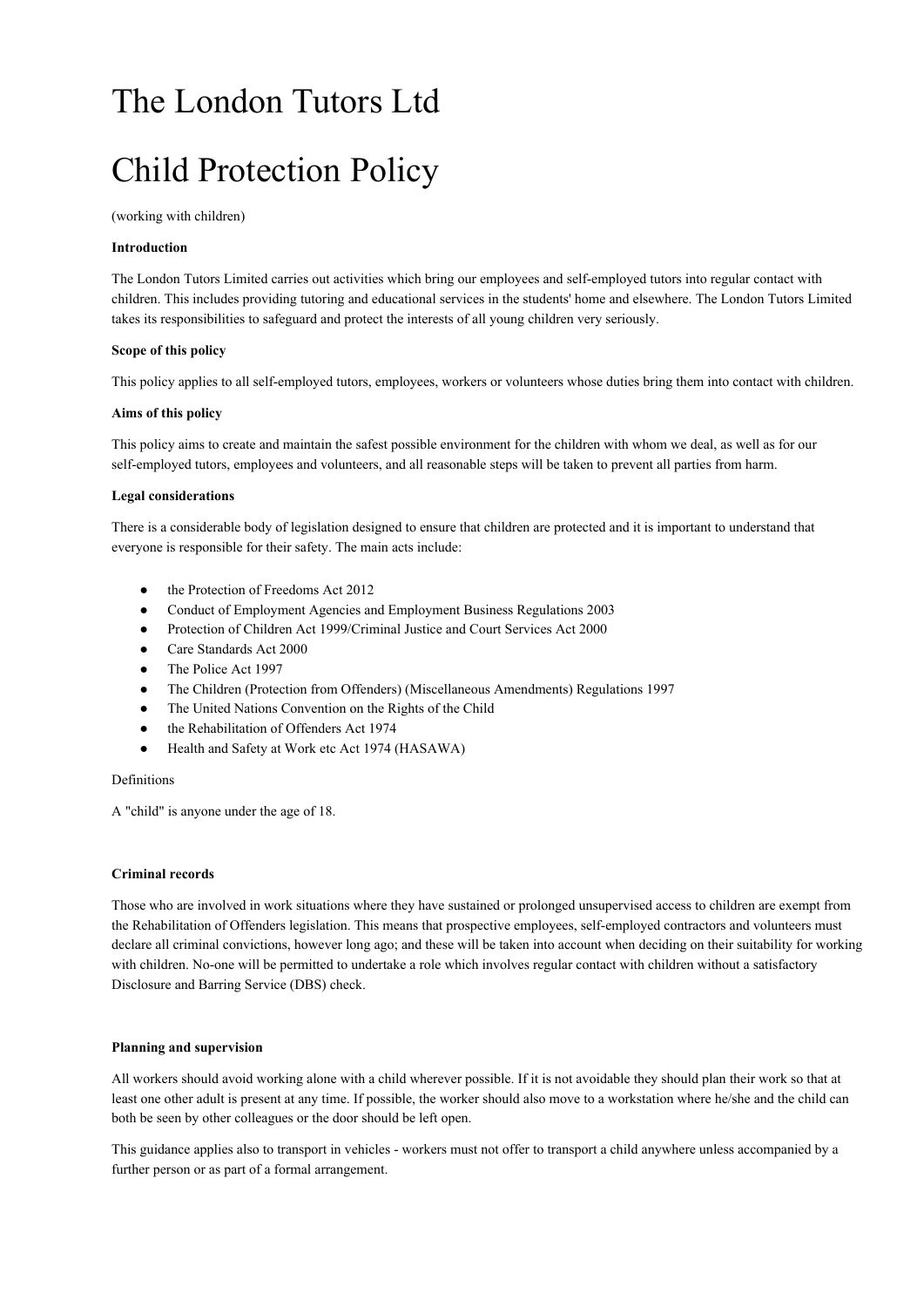# The London Tutors Ltd

# Child Protection Policy

(working with children)

**Introduction**

The London Tutors Limited carries out activities which bring our employees and self-employed tutors into regular contact with children. This includes providing tutoring and educational services in the students' home and elsewhere. The London Tutors Limited takes its responsibilities to safeguard and protect the interests of all young children very seriously.

**Scope of this policy**

This policy applies to all self-employed tutors, employees, workers or volunteers whose duties bring them into contact with children.

**Aims of this policy**

This policy aims to create and maintain the safest possible environment for the children with whom we deal, as well as for our self-employed tutors, employees and volunteers, and all reasonable steps will be taken to prevent all parties from harm.

**Legal considerations**

There is a considerable body of legislation designed to ensure that children are protected and it is important to understand that everyone is responsible for their safety. The main acts include:

- the Protection of Freedoms Act 2012
- Conduct of Employment Agencies and Employment Business Regulations 2003
- Protection of Children Act 1999/Criminal Justice and Court Services Act 2000
- Care Standards Act 2000
- The Police Act 1997
- The Children (Protection from Offenders) (Miscellaneous Amendments) Regulations 1997
- The United Nations Convention on the Rights of the Child
- the Rehabilitation of Offenders Act 1974
- Health and Safety at Work etc Act 1974 (HASAWA)

Definitions

A "child" is anyone under the age of 18.

**Criminal records**

Those who are involved in work situations where they have sustained or prolonged unsupervised access to children are exempt from the Rehabilitation of Offenders legislation. This means that prospective employees, self-employed contractors and volunteers must declare all criminal convictions, however long ago; and these will be taken into account when deciding on their suitability for working with children. No-one will be permitted to undertake a role which involves regular contact with children without a satisfactory Disclosure and Barring Service (DBS) check.

**Planning and supervision**

All workers should avoid working alone with a child wherever possible. If it is not avoidable they should plan their work so that at least one other adult is present at any time. If possible, the worker should also move to a workstation where he/she and the child can both be seen by other colleagues or the door should be left open.

This guidance applies also to transport in vehicles - workers must not offer to transport a child anywhere unless accompanied by a further person or as part of a formal arrangement.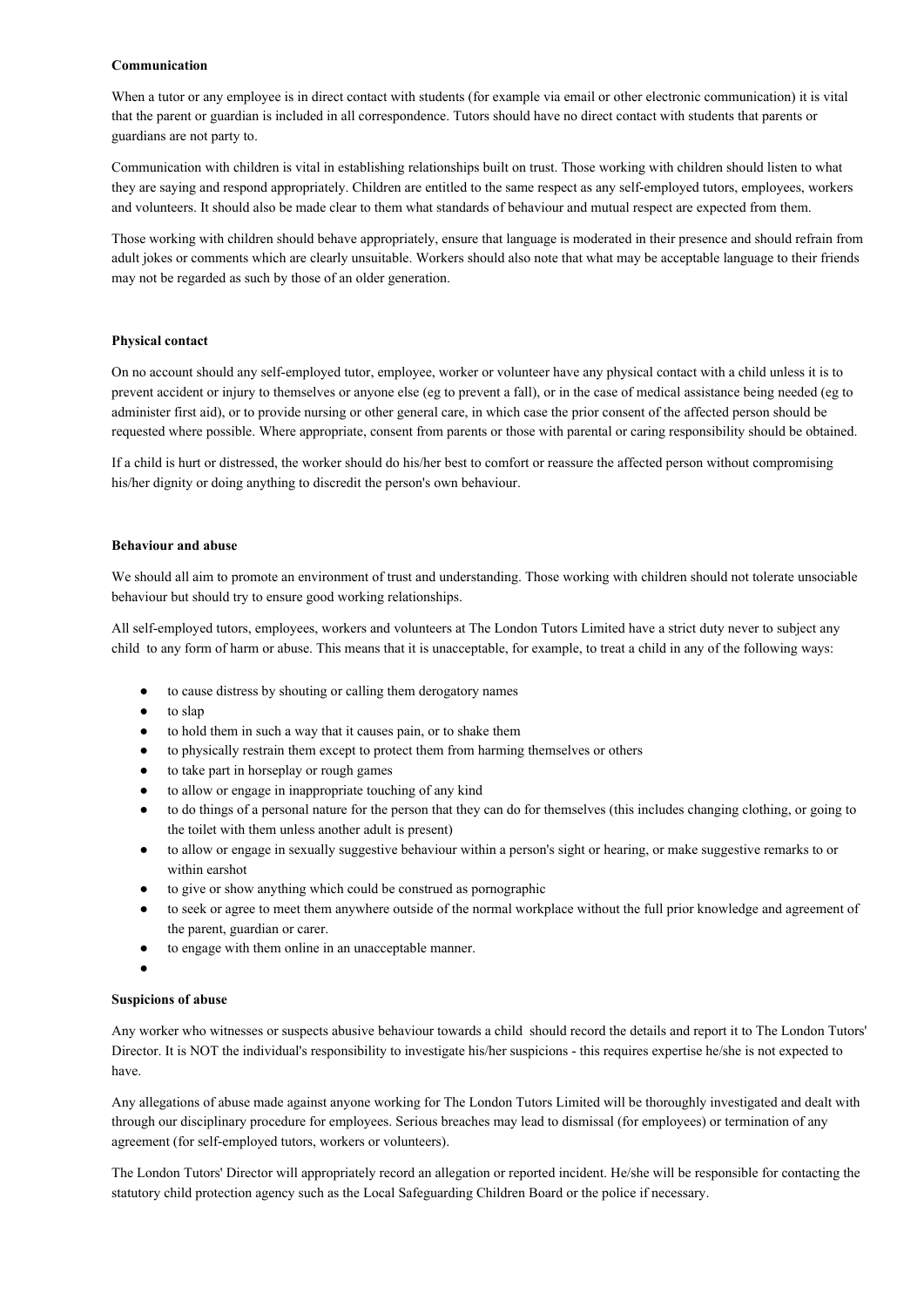**Communication**

When a tutor or any employee is in direct contact with students (for example via email or other electronic communication) it is vital that the parent or guardian is included in all correspondence. Tutors should have no direct contact with students that parents or guardians are not party to.

Communication with children is vital in establishing relationships built on trust. Those working with children should listen to what they are saying and respond appropriately. Children are entitled to the same respect as any self-employed tutors, employees, workers and volunteers. It should also be made clear to them what standards of behaviour and mutual respect are expected from them.

Those working with children should behave appropriately, ensure that language is moderated in their presence and should refrain from adult jokes or comments which are clearly unsuitable. Workers should also note that what may be acceptable language to their friends may not be regarded as such by those of an older generation.

**Physical contact**

On no account should any self-employed tutor, employee, worker or volunteer have any physical contact with a child unless it is to prevent accident or injury to themselves or anyone else (eg to prevent a fall), or in the case of medical assistance being needed (eg to administer first aid), or to provide nursing or other general care, in which case the prior consent of the affected person should be requested where possible. Where appropriate, consent from parents or those with parental or caring responsibility should be obtained.

If a child is hurt or distressed, the worker should do his/her best to comfort or reassure the affected person without compromising his/her dignity or doing anything to discredit the person's own behaviour.

**Behaviour and abuse**

We should all aim to promote an environment of trust and understanding. Those working with children should not tolerate unsociable behaviour but should try to ensure good working relationships.

All self-employed tutors, employees, workers and volunteers at The London Tutors Limited have a strict duty never to subject any child to any form of harm or abuse. This means that it is unacceptable, for example, to treat a child in any of the following ways:

- to cause distress by shouting or calling them derogatory names
- to slap
- to hold them in such a way that it causes pain, or to shake them
- to physically restrain them except to protect them from harming themselves or others
- to take part in horseplay or rough games
- to allow or engage in inappropriate touching of any kind
- to do things of a personal nature for the person that they can do for themselves (this includes changing clothing, or going to the toilet with them unless another adult is present)
- to allow or engage in sexually suggestive behaviour within a person's sight or hearing, or make suggestive remarks to or within earshot
- to give or show anything which could be construed as pornographic
- to seek or agree to meet them anywhere outside of the normal workplace without the full prior knowledge and agreement of the parent, guardian or carer.
- to engage with them online in an unacceptable manner.

**Suspicions of abuse**

Any worker who witnesses or suspects abusive behaviour towards a child should record the details and report it to The London Tutors' Director. It is NOT the individual's responsibility to investigate his/her suspicions - this requires expertise he/she is not expected to have.

Any allegations of abuse made against anyone working for The London Tutors Limited will be thoroughly investigated and dealt with through our disciplinary procedure for employees. Serious breaches may lead to dismissal (for employees) or termination of any agreement (for self-employed tutors, workers or volunteers).

The London Tutors' Director will appropriately record an allegation or reported incident. He/she will be responsible for contacting the statutory child protection agency such as the Local Safeguarding Children Board or the police if necessary.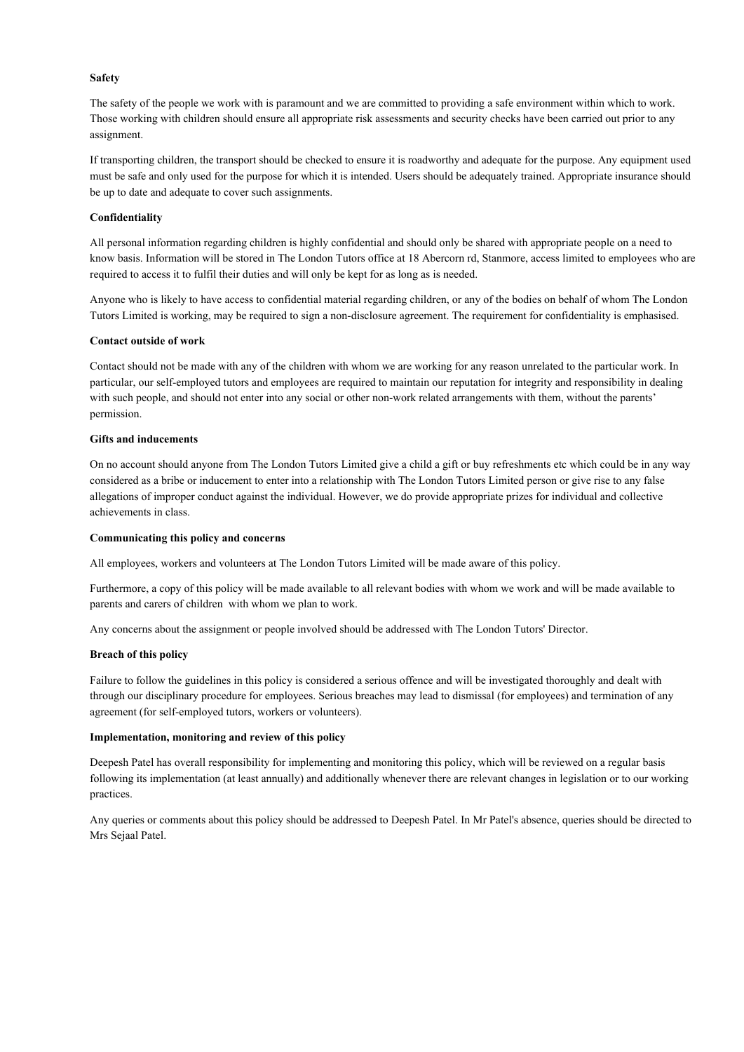**Safety**

The safety of the people we work with is paramount and we are committed to providing a safe environment within which to work. Those working with children should ensure all appropriate risk assessments and security checks have been carried out prior to any assignment.

If transporting children, the transport should be checked to ensure it is roadworthy and adequate for the purpose. Any equipment used must be safe and only used for the purpose for which it is intended. Users should be adequately trained. Appropriate insurance should be up to date and adequate to cover such assignments.

**Confidentiality**

All personal information regarding children is highly confidential and should only be shared with appropriate people on a need to know basis. Information will be stored in The London Tutors office at 18 Abercorn rd, Stanmore, access limited to employees who are required to access it to fulfil their duties and will only be kept for as long as is needed.

Anyone who is likely to have access to confidential material regarding children, or any of the bodies on behalf of whom The London Tutors Limited is working, may be required to sign a non-disclosure agreement. The requirement for confidentiality is emphasised.

**Contact outside of work**

Contact should not be made with any of the children with whom we are working for any reason unrelated to the particular work. In particular, our self-employed tutors and employees are required to maintain our reputation for integrity and responsibility in dealing with such people, and should not enter into any social or other non-work related arrangements with them, without the parents' permission.

**Gifts and inducements**

On no account should anyone from The London Tutors Limited give a child a gift or buy refreshments etc which could be in any way considered as a bribe or inducement to enter into a relationship with The London Tutors Limited person or give rise to any false allegations of improper conduct against the individual. However, we do provide appropriate prizes for individual and collective achievements in class.

**Communicating this policy and concerns**

All employees, workers and volunteers at The London Tutors Limited will be made aware of this policy.

Furthermore, a copy of this policy will be made available to all relevant bodies with whom we work and will be made available to parents and carers of children with whom we plan to work.

Any concerns about the assignment or people involved should be addressed with The London Tutors' Director.

**Breach of this policy**

Failure to follow the guidelines in this policy is considered a serious offence and will be investigated thoroughly and dealt with through our disciplinary procedure for employees. Serious breaches may lead to dismissal (for employees) and termination of any agreement (for self-employed tutors, workers or volunteers).

**Implementation, monitoring and review of this policy**

Deepesh Patel has overall responsibility for implementing and monitoring this policy, which will be reviewed on a regular basis following its implementation (at least annually) and additionally whenever there are relevant changes in legislation or to our working practices.

Any queries or comments about this policy should be addressed to Deepesh Patel. In Mr Patel's absence, queries should be directed to Mrs Sejaal Patel.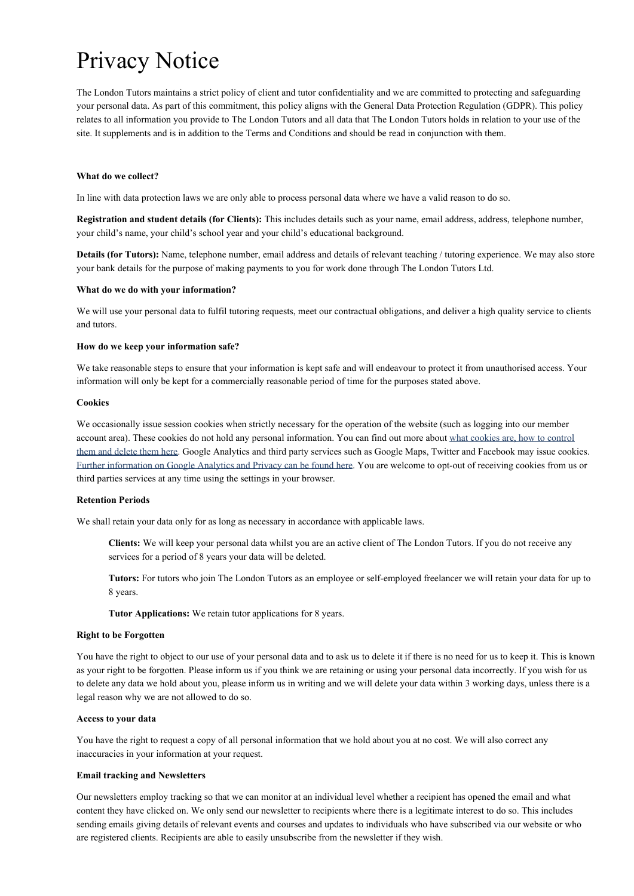# Privacy Notice

The London Tutors maintains a strict policy of client and tutor confidentiality and we are committed to protecting and safeguarding your personal data. As part of this commitment, this policy aligns with the General Data Protection Regulation (GDPR). This policy relates to all information you provide to The London Tutors and all data that The London Tutors holds in relation to your use of the site. It supplements and is in addition to the Terms and Conditions and should be read in conjunction with them.

**What do we collect?**

In line with data protection laws we are only able to process personal data where we have a valid reason to do so.

**Registration and student details (for Clients):** This includes details such as your name, email address, address, telephone number, your child's name, your child's school year and your child's educational background.

**Details (for Tutors):** Name, telephone number, email address and details of relevant teaching / tutoring experience. We may also store your bank details for the purpose of making payments to you for work done through The London Tutors Ltd.

**What do we do with your information?**

We will use your personal data to fulfil tutoring requests, meet our contractual obligations, and deliver a high quality service to clients and tutors.

**How do we keep your information safe?**

We take reasonable steps to ensure that your information is kept safe and will endeavour to protect it from unauthorised access. Your information will only be kept for a commercially reasonable period of time for the purposes stated above.

**Cookies**

We occasionally issue session cookies when strictly necessary for the operation of the website (such as logging into our member account area). These cookies do not hold any personal information. You can find out more about what cookies are, how to control them and delete them here. Google Analytics and third party services such as Google Maps, Twitter and Facebook may issue cookies. Further information on Google Analytics and Privacy can be found here. You are welcome to opt-out of receiving cookies from us or third parties services at any time using the settings in your browser.

**Retention Periods**

We shall retain your data only for as long as necessary in accordance with applicable laws.

> **Clients:** We will keep your personal data whilst you are an active client of The London Tutors. If you do not receive any services for a period of 8 years your data will be deleted.
>
> **Tutors:** For tutors who join The London Tutors as an employee or self-employed freelancer we will retain your data for up to 8 years.
>
> **Tutor Applications:** We retain tutor applications for 8 years.

**Right to be Forgotten**

You have the right to object to our use of your personal data and to ask us to delete it if there is no need for us to keep it. This is known as your right to be forgotten. Please inform us if you think we are retaining or using your personal data incorrectly. If you wish for us to delete any data we hold about you, please inform us in writing and we will delete your data within 3 working days, unless there is a legal reason why we are not allowed to do so.

**Access to your data**

You have the right to request a copy of all personal information that we hold about you at no cost. We will also correct any inaccuracies in your information at your request.

**Email tracking and Newsletters**

Our newsletters employ tracking so that we can monitor at an individual level whether a recipient has opened the email and what content they have clicked on. We only send our newsletter to recipients where there is a legitimate interest to do so. This includes sending emails giving details of relevant events and courses and updates to individuals who have subscribed via our website or who are registered clients. Recipients are able to easily unsubscribe from the newsletter if they wish.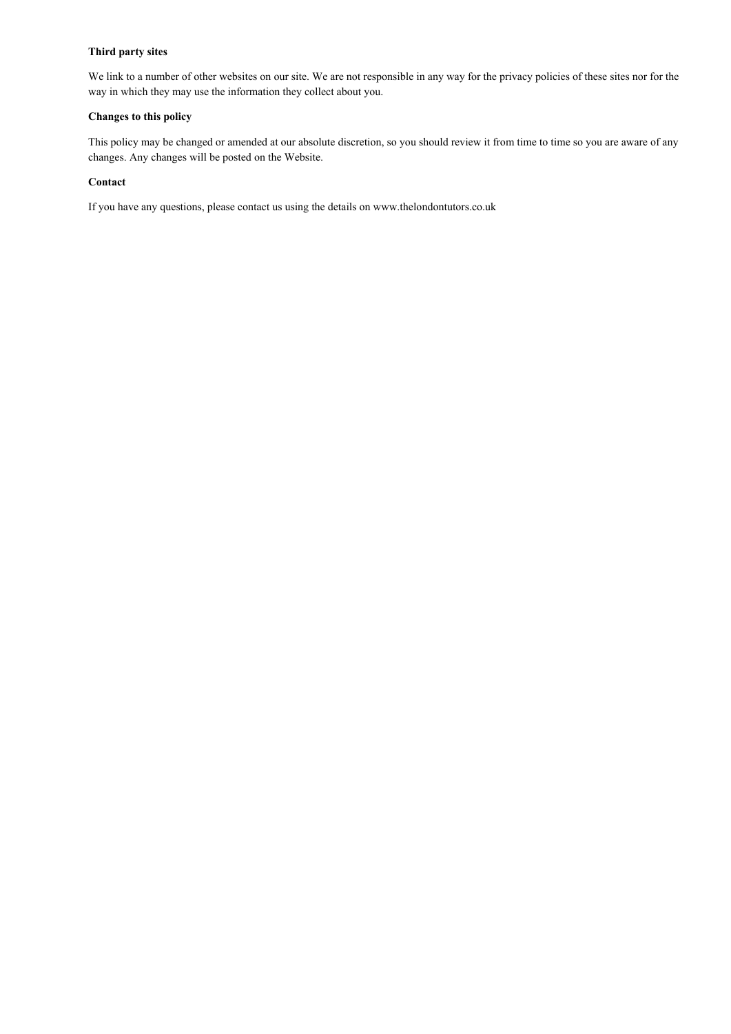**Third party sites**

We link to a number of other websites on our site. We are not responsible in any way for the privacy policies of these sites nor for the way in which they may use the information they collect about you.

**Changes to this policy**

This policy may be changed or amended at our absolute discretion, so you should review it from time to time so you are aware of any changes. Any changes will be posted on the Website.

**Contact**

If you have any questions, please contact us using the details on www.thelondontutors.co.uk